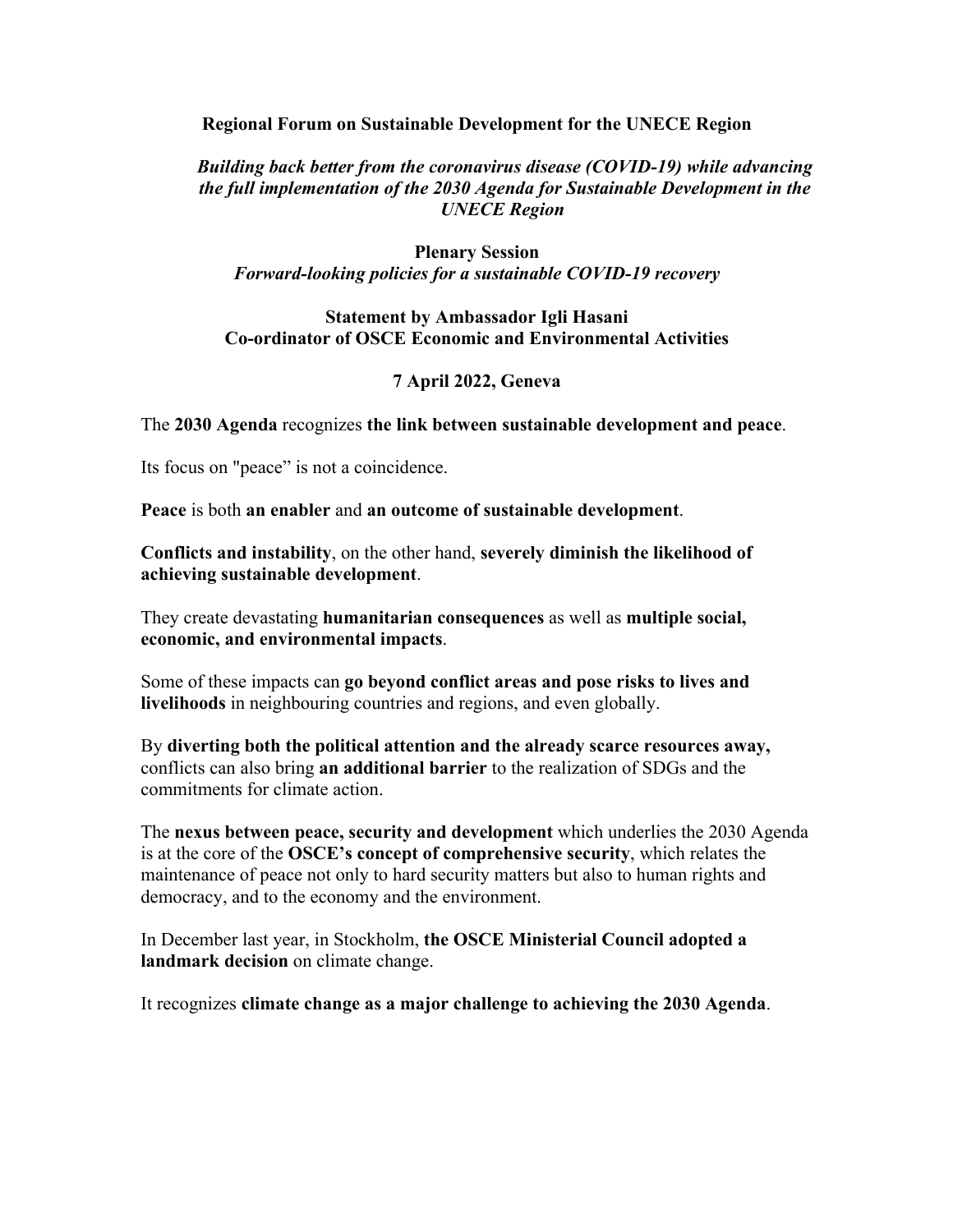**Regional Forum on Sustainable Development for the UNECE Region**

***Building back better from the coronavirus disease (COVID-19) while advancing the full implementation of the 2030 Agenda for Sustainable Development in the UNECE Region***

**Plenary Session**

***Forward-looking policies for a sustainable COVID-19 recovery***

**Statement by Ambassador Igli Hasani**
**Co-ordinator of OSCE Economic and Environmental Activities**

**7 April 2022, Geneva**

The **2030 Agenda** recognizes **the link between sustainable development and peace**.

Its focus on "peace" is not a coincidence.

**Peace** is both **an enabler** and **an outcome of sustainable development**.

**Conflicts and instability**, on the other hand, **severely diminish the likelihood of achieving sustainable development**.

They create devastating **humanitarian consequences** as well as **multiple social, economic, and environmental impacts**.

Some of these impacts can **go beyond conflict areas and pose risks to lives and livelihoods** in neighbouring countries and regions, and even globally.

By **diverting both the political attention and the already scarce resources away,** conflicts can also bring **an additional barrier** to the realization of SDGs and the commitments for climate action.

The **nexus between peace, security and development** which underlies the 2030 Agenda is at the core of the **OSCE's concept of comprehensive security**, which relates the maintenance of peace not only to hard security matters but also to human rights and democracy, and to the economy and the environment.

In December last year, in Stockholm, **the OSCE Ministerial Council adopted a landmark decision** on climate change.

It recognizes **climate change as a major challenge to achieving the 2030 Agenda**.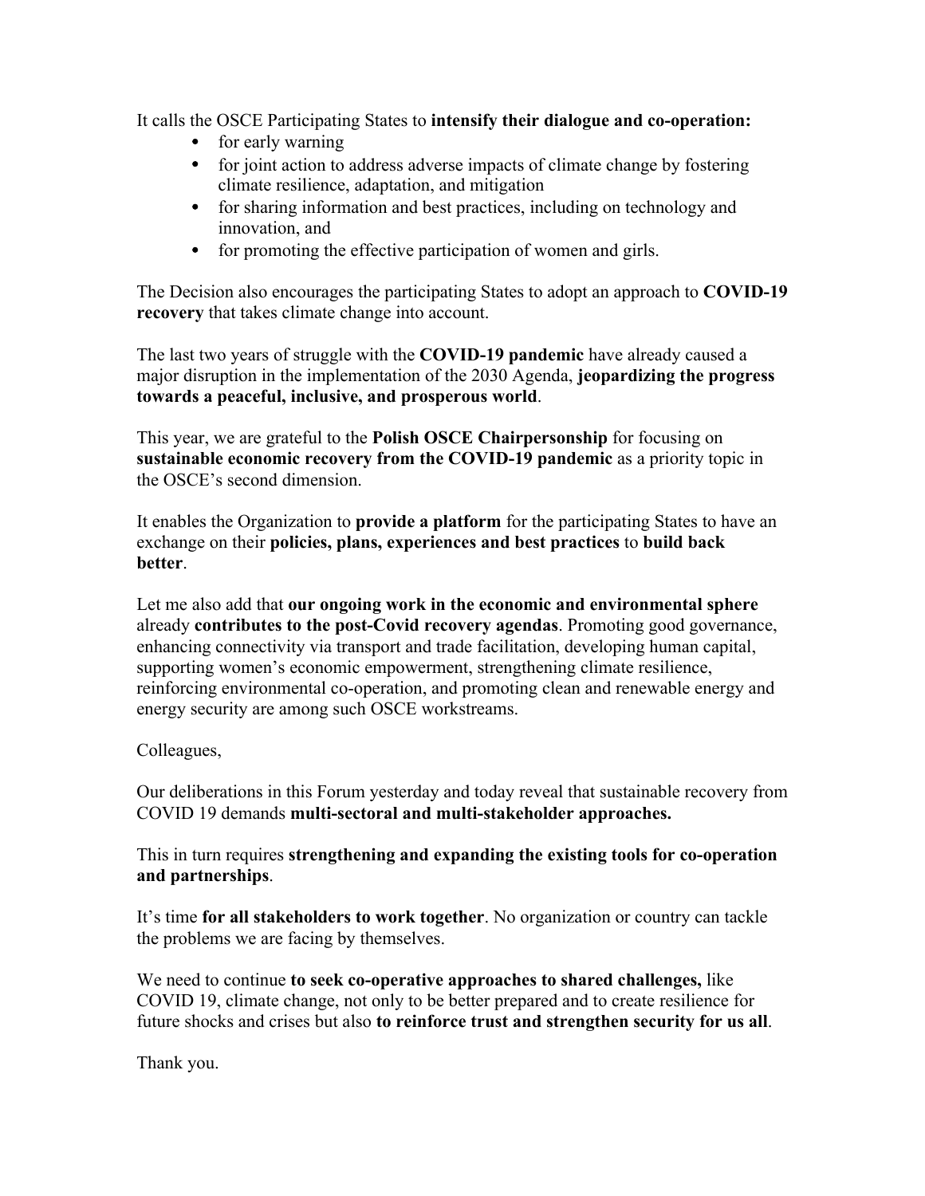It calls the OSCE Participating States to **intensify their dialogue and co-operation:**

- for early warning
- for joint action to address adverse impacts of climate change by fostering climate resilience, adaptation, and mitigation
- for sharing information and best practices, including on technology and innovation, and
- for promoting the effective participation of women and girls.

The Decision also encourages the participating States to adopt an approach to **COVID-19 recovery** that takes climate change into account.

The last two years of struggle with the **COVID-19 pandemic** have already caused a major disruption in the implementation of the 2030 Agenda, **jeopardizing the progress towards a peaceful, inclusive, and prosperous world**.

This year, we are grateful to the **Polish OSCE Chairpersonship** for focusing on **sustainable economic recovery from the COVID-19 pandemic** as a priority topic in the OSCE's second dimension.

It enables the Organization to **provide a platform** for the participating States to have an exchange on their **policies, plans, experiences and best practices** to **build back better**.

Let me also add that **our ongoing work in the economic and environmental sphere** already **contributes to the post-Covid recovery agendas**. Promoting good governance, enhancing connectivity via transport and trade facilitation, developing human capital, supporting women's economic empowerment, strengthening climate resilience, reinforcing environmental co-operation, and promoting clean and renewable energy and energy security are among such OSCE workstreams.

Colleagues,

Our deliberations in this Forum yesterday and today reveal that sustainable recovery from COVID 19 demands **multi-sectoral and multi-stakeholder approaches.**

This in turn requires **strengthening and expanding the existing tools for co-operation and partnerships**.

It's time **for all stakeholders to work together**. No organization or country can tackle the problems we are facing by themselves.

We need to continue **to seek co-operative approaches to shared challenges,** like COVID 19, climate change, not only to be better prepared and to create resilience for future shocks and crises but also **to reinforce trust and strengthen security for us all**.

Thank you.